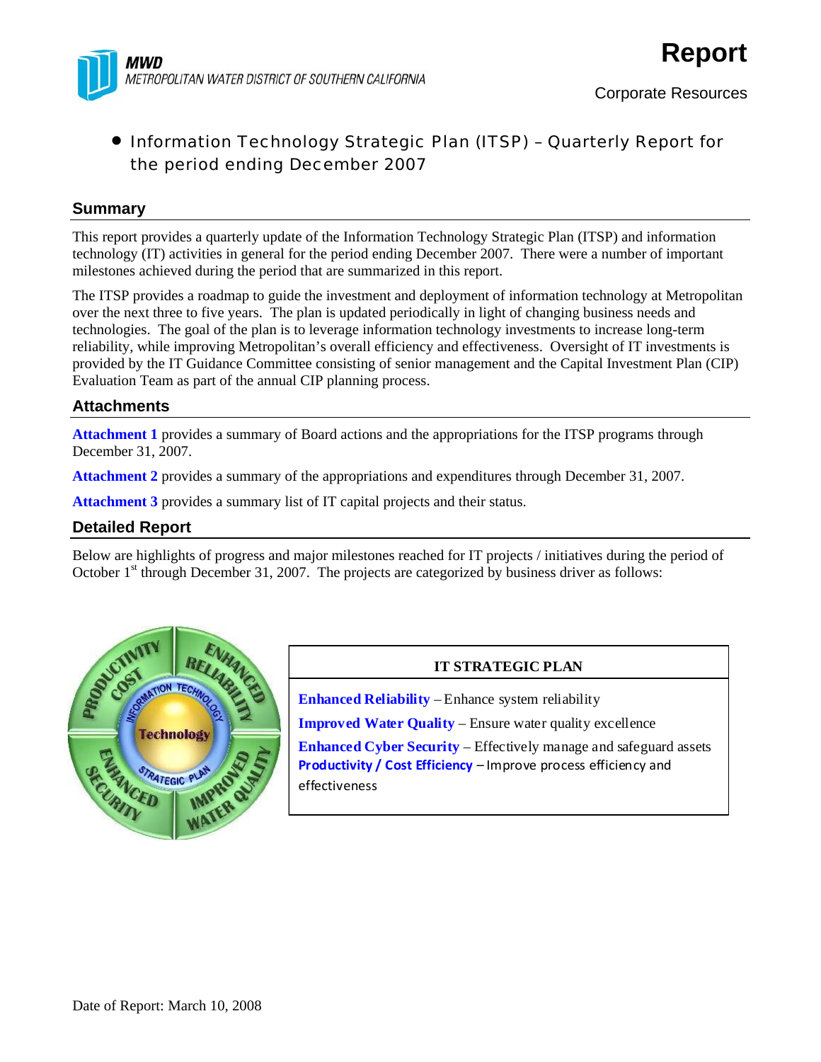MWD
METROPOLITAN WATER DISTRICT OF SOUTHERN CALIFORNIA

# Report

Corporate Resources

- Information Technology Strategic Plan (ITSP) – Quarterly Report for the period ending December 2007

## Summary

This report provides a quarterly update of the Information Technology Strategic Plan (ITSP) and information technology (IT) activities in general for the period ending December 2007. There were a number of important milestones achieved during the period that are summarized in this report.

The ITSP provides a roadmap to guide the investment and deployment of information technology at Metropolitan over the next three to five years. The plan is updated periodically in light of changing business needs and technologies. The goal of the plan is to leverage information technology investments to increase long-term reliability, while improving Metropolitan's overall efficiency and effectiveness. Oversight of IT investments is provided by the IT Guidance Committee consisting of senior management and the Capital Investment Plan (CIP) Evaluation Team as part of the annual CIP planning process.

## Attachments

**Attachment 1** provides a summary of Board actions and the appropriations for the ITSP programs through December 31, 2007.

**Attachment 2** provides a summary of the appropriations and expenditures through December 31, 2007.

**Attachment 3** provides a summary list of IT capital projects and their status.

## Detailed Report

Below are highlights of progress and major milestones reached for IT projects / initiatives during the period of October 1st through December 31, 2007. The projects are categorized by business driver as follows:

| IT STRATEGIC PLAN |
|---|
| **Enhanced Reliability** – Enhance system reliability |
| **Improved Water Quality** – Ensure water quality excellence |
| **Enhanced Cyber Security** – Effectively manage and safeguard assets |
| **Productivity / Cost Efficiency** – Improve process efficiency and effectiveness |

Date of Report: March 10, 2008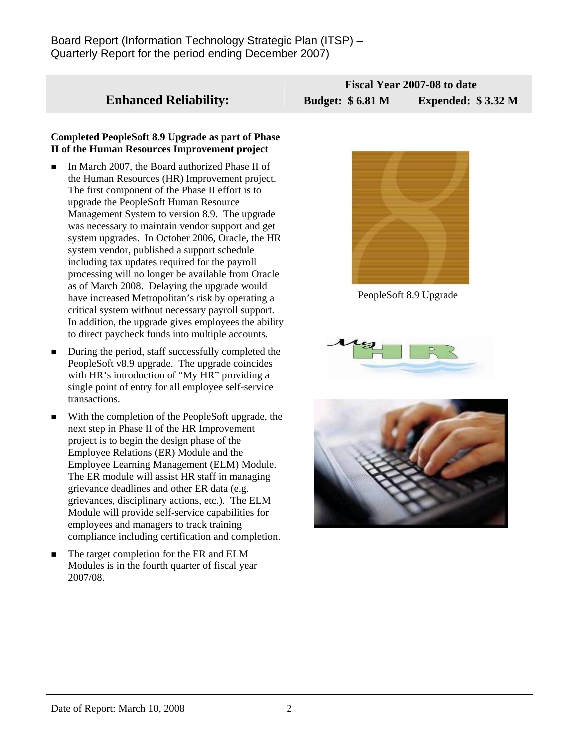Board Report (Information Technology Strategic Plan (ITSP) – Quarterly Report for the period ending December 2007)

| Enhanced Reliability: | Fiscal Year 2007-08 to date<br>Budget: $ 6.81 M Expended: $ 3.32 M |
|---|---|

**Completed PeopleSoft 8.9 Upgrade as part of Phase II of the Human Resources Improvement project**

- In March 2007, the Board authorized Phase II of the Human Resources (HR) Improvement project. The first component of the Phase II effort is to upgrade the PeopleSoft Human Resource Management System to version 8.9. The upgrade was necessary to maintain vendor support and get system upgrades. In October 2006, Oracle, the HR system vendor, published a support schedule including tax updates required for the payroll processing will no longer be available from Oracle as of March 2008. Delaying the upgrade would have increased Metropolitan's risk by operating a critical system without necessary payroll support. In addition, the upgrade gives employees the ability to direct paycheck funds into multiple accounts.
- During the period, staff successfully completed the PeopleSoft v8.9 upgrade. The upgrade coincides with HR's introduction of "My HR" providing a single point of entry for all employee self-service transactions.
- With the completion of the PeopleSoft upgrade, the next step in Phase II of the HR Improvement project is to begin the design phase of the Employee Relations (ER) Module and the Employee Learning Management (ELM) Module. The ER module will assist HR staff in managing grievance deadlines and other ER data (e.g. grievances, disciplinary actions, etc.). The ELM Module will provide self-service capabilities for employees and managers to track training compliance including certification and completion.
- The target completion for the ER and ELM Modules is in the fourth quarter of fiscal year 2007/08.

PeopleSoft 8.9 Upgrade

Date of Report: March 10, 2008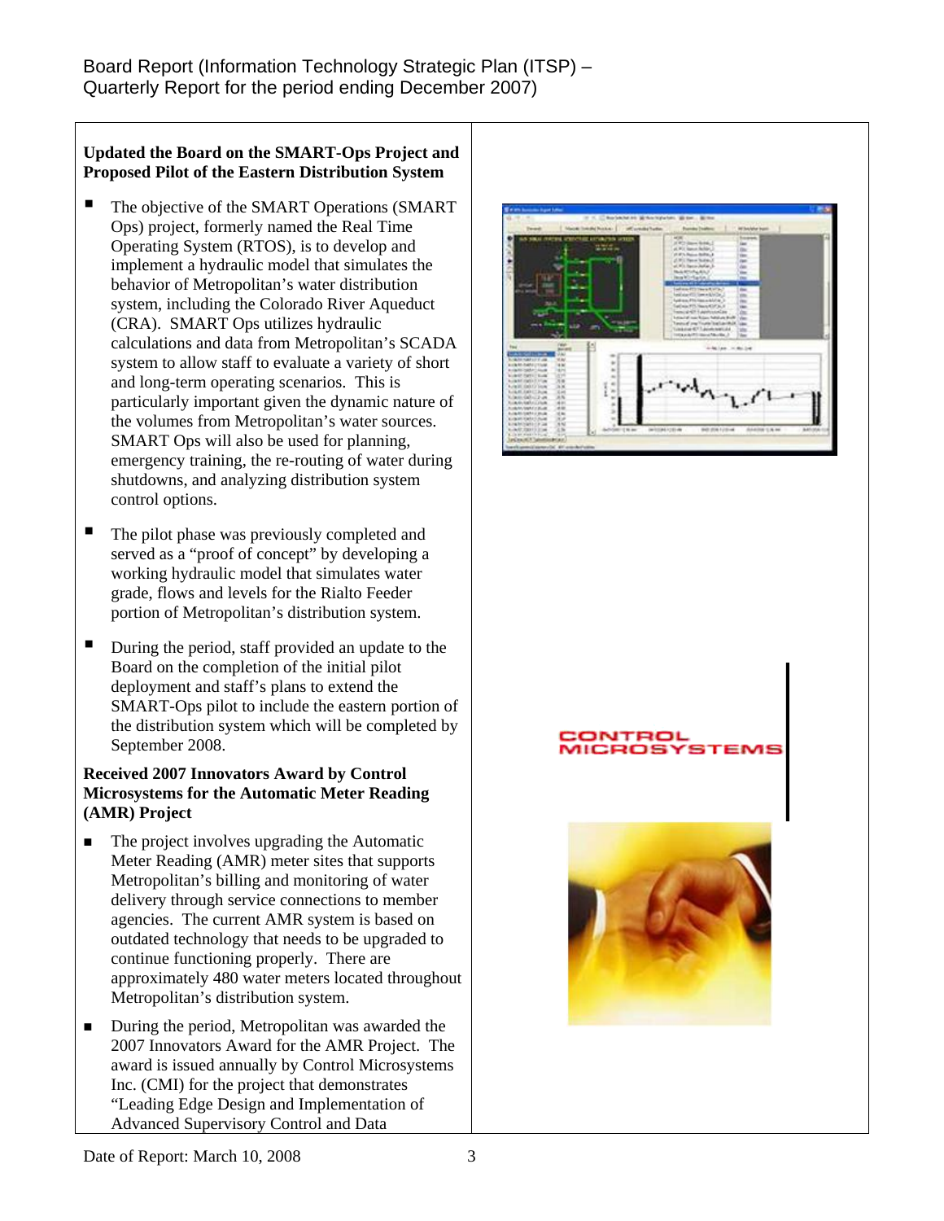**Updated the Board on the SMART-Ops Project and Proposed Pilot of the Eastern Distribution System**

- The objective of the SMART Operations (SMART Ops) project, formerly named the Real Time Operating System (RTOS), is to develop and implement a hydraulic model that simulates the behavior of Metropolitan's water distribution system, including the Colorado River Aqueduct (CRA). SMART Ops utilizes hydraulic calculations and data from Metropolitan's SCADA system to allow staff to evaluate a variety of short and long-term operating scenarios. This is particularly important given the dynamic nature of the volumes from Metropolitan's water sources. SMART Ops will also be used for planning, emergency training, the re-routing of water during shutdowns, and analyzing distribution system control options.

- The pilot phase was previously completed and served as a "proof of concept" by developing a working hydraulic model that simulates water grade, flows and levels for the Rialto Feeder portion of Metropolitan's distribution system.

- During the period, staff provided an update to the Board on the completion of the initial pilot deployment and staff's plans to extend the SMART-Ops pilot to include the eastern portion of the distribution system which will be completed by September 2008.

**Received 2007 Innovators Award by Control Microsystems for the Automatic Meter Reading (AMR) Project**

- The project involves upgrading the Automatic Meter Reading (AMR) meter sites that supports Metropolitan's billing and monitoring of water delivery through service connections to member agencies. The current AMR system is based on outdated technology that needs to be upgraded to continue functioning properly. There are approximately 480 water meters located throughout Metropolitan's distribution system.

- During the period, Metropolitan was awarded the 2007 Innovators Award for the AMR Project. The award is issued annually by Control Microsystems Inc. (CMI) for the project that demonstrates "Leading Edge Design and Implementation of Advanced Supervisory Control and Data

CONTROL MICROSYSTEMS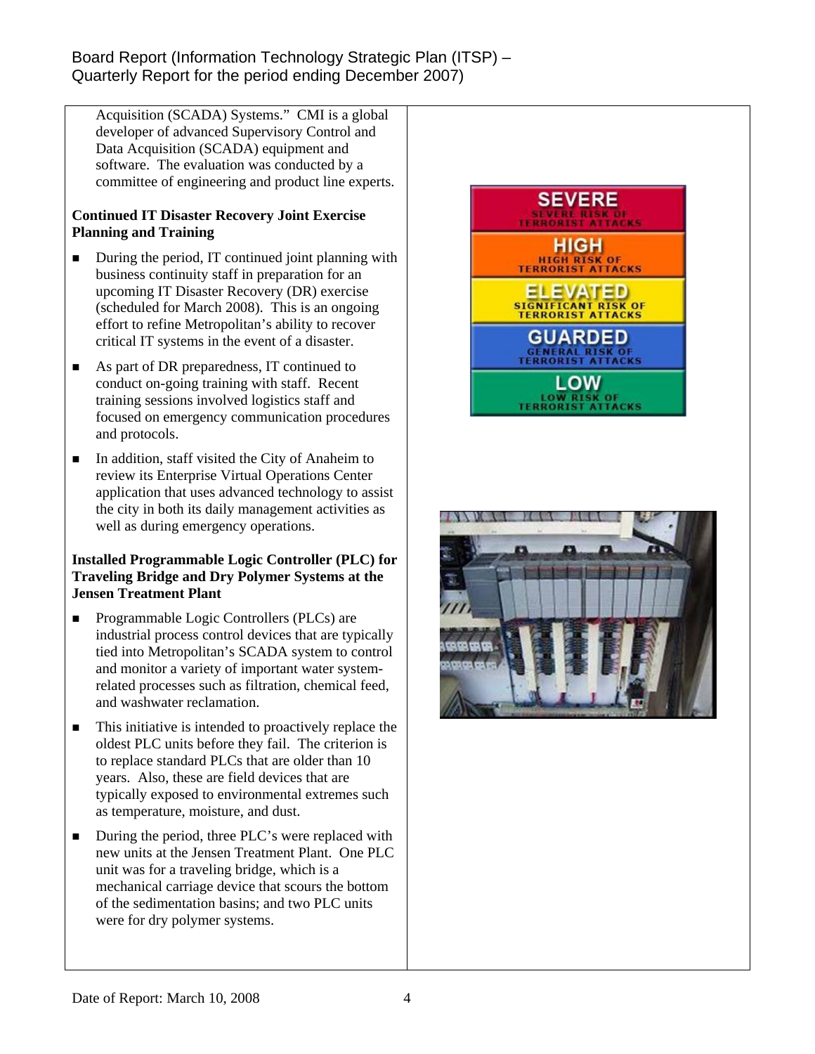Acquisition (SCADA) Systems." CMI is a global developer of advanced Supervisory Control and Data Acquisition (SCADA) equipment and software. The evaluation was conducted by a committee of engineering and product line experts.

**Continued IT Disaster Recovery Joint Exercise Planning and Training**

- During the period, IT continued joint planning with business continuity staff in preparation for an upcoming IT Disaster Recovery (DR) exercise (scheduled for March 2008). This is an ongoing effort to refine Metropolitan's ability to recover critical IT systems in the event of a disaster.
- As part of DR preparedness, IT continued to conduct on-going training with staff. Recent training sessions involved logistics staff and focused on emergency communication procedures and protocols.
- In addition, staff visited the City of Anaheim to review its Enterprise Virtual Operations Center application that uses advanced technology to assist the city in both its daily management activities as well as during emergency operations.

**Installed Programmable Logic Controller (PLC) for Traveling Bridge and Dry Polymer Systems at the Jensen Treatment Plant**

- Programmable Logic Controllers (PLCs) are industrial process control devices that are typically tied into Metropolitan's SCADA system to control and monitor a variety of important water system-related processes such as filtration, chemical feed, and washwater reclamation.
- This initiative is intended to proactively replace the oldest PLC units before they fail. The criterion is to replace standard PLCs that are older than 10 years. Also, these are field devices that are typically exposed to environmental extremes such as temperature, moisture, and dust.
- During the period, three PLC's were replaced with new units at the Jensen Treatment Plant. One PLC unit was for a traveling bridge, which is a mechanical carriage device that scours the bottom of the sedimentation basins; and two PLC units were for dry polymer systems.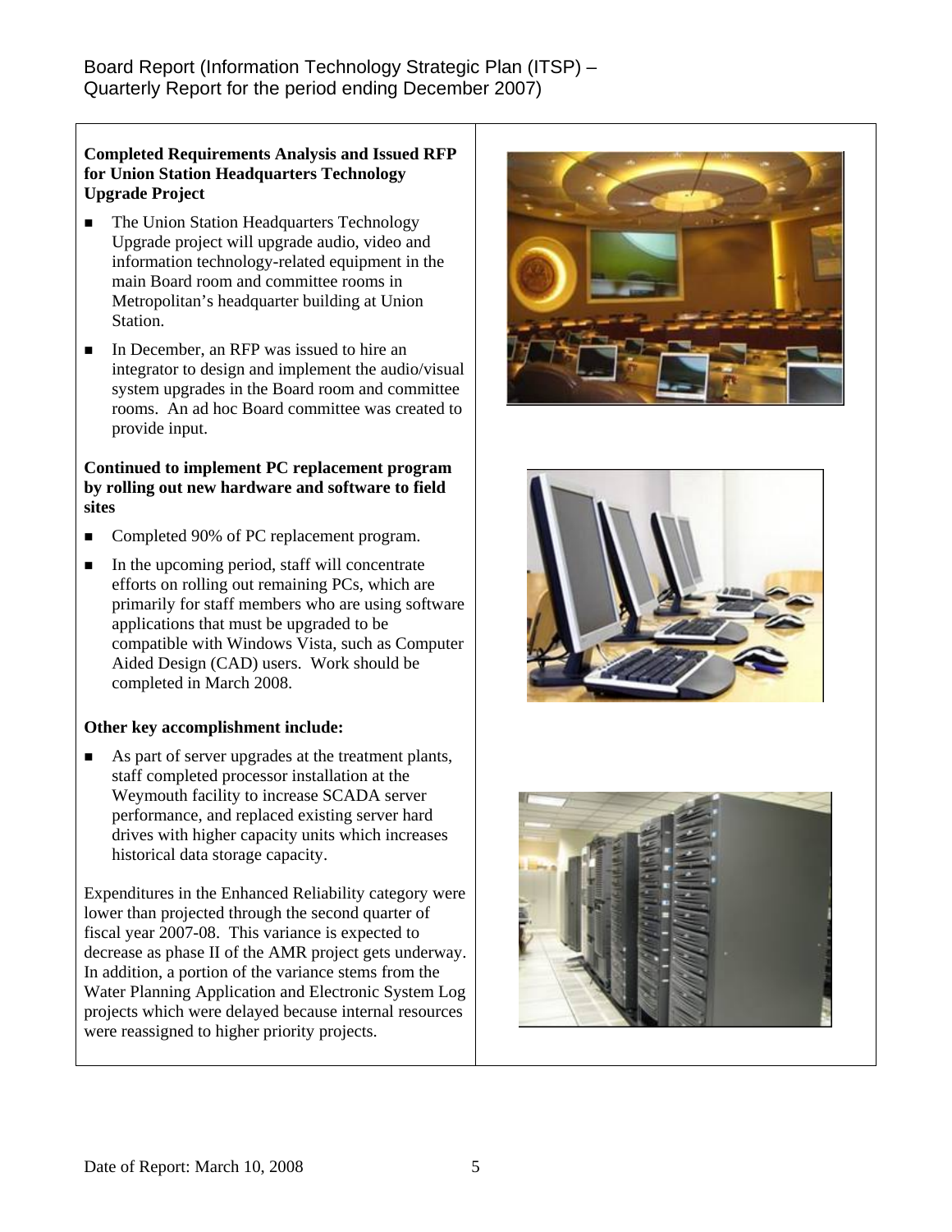**Completed Requirements Analysis and Issued RFP for Union Station Headquarters Technology Upgrade Project**

- The Union Station Headquarters Technology Upgrade project will upgrade audio, video and information technology-related equipment in the main Board room and committee rooms in Metropolitan's headquarter building at Union Station.
- In December, an RFP was issued to hire an integrator to design and implement the audio/visual system upgrades in the Board room and committee rooms. An ad hoc Board committee was created to provide input.

**Continued to implement PC replacement program by rolling out new hardware and software to field sites**

- Completed 90% of PC replacement program.
- In the upcoming period, staff will concentrate efforts on rolling out remaining PCs, which are primarily for staff members who are using software applications that must be upgraded to be compatible with Windows Vista, such as Computer Aided Design (CAD) users. Work should be completed in March 2008.

**Other key accomplishment include:**

- As part of server upgrades at the treatment plants, staff completed processor installation at the Weymouth facility to increase SCADA server performance, and replaced existing server hard drives with higher capacity units which increases historical data storage capacity.

Expenditures in the Enhanced Reliability category were lower than projected through the second quarter of fiscal year 2007-08. This variance is expected to decrease as phase II of the AMR project gets underway. In addition, a portion of the variance stems from the Water Planning Application and Electronic System Log projects which were delayed because internal resources were reassigned to higher priority projects.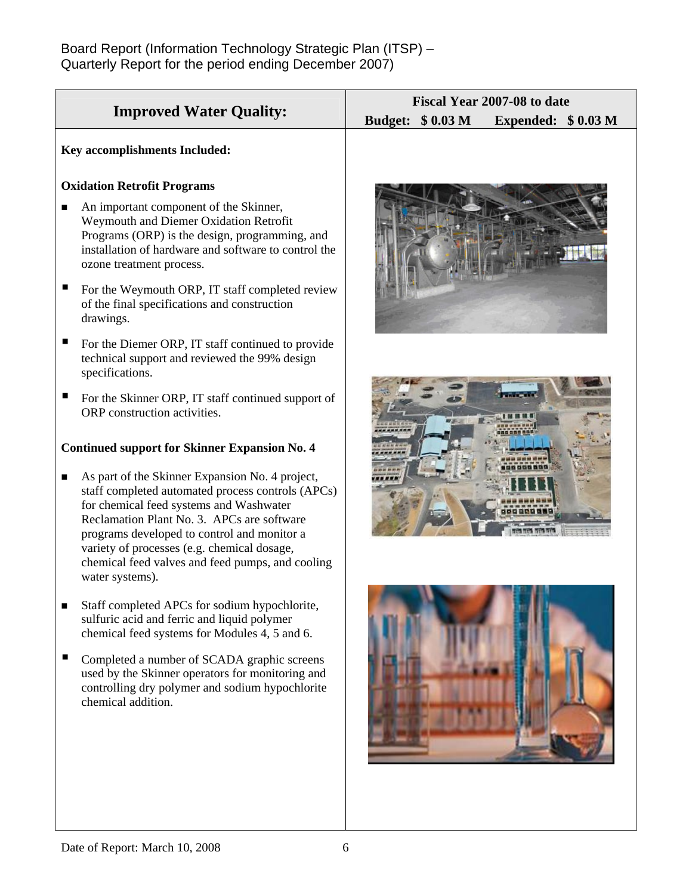| Improved Water Quality: | Fiscal Year 2007-08 to date<br>Budget: $ 0.03 M Expended: $ 0.03 M |
| --- | --- |

**Key accomplishments Included:**

**Oxidation Retrofit Programs**

- An important component of the Skinner, Weymouth and Diemer Oxidation Retrofit Programs (ORP) is the design, programming, and installation of hardware and software to control the ozone treatment process.
- For the Weymouth ORP, IT staff completed review of the final specifications and construction drawings.
- For the Diemer ORP, IT staff continued to provide technical support and reviewed the 99% design specifications.
- For the Skinner ORP, IT staff continued support of ORP construction activities.

**Continued support for Skinner Expansion No. 4**

- As part of the Skinner Expansion No. 4 project, staff completed automated process controls (APCs) for chemical feed systems and Washwater Reclamation Plant No. 3. APCs are software programs developed to control and monitor a variety of processes (e.g. chemical dosage, chemical feed valves and feed pumps, and cooling water systems).
- Staff completed APCs for sodium hypochlorite, sulfuric acid and ferric and liquid polymer chemical feed systems for Modules 4, 5 and 6.
- Completed a number of SCADA graphic screens used by the Skinner operators for monitoring and controlling dry polymer and sodium hypochlorite chemical addition.

Date of Report: March 10, 2008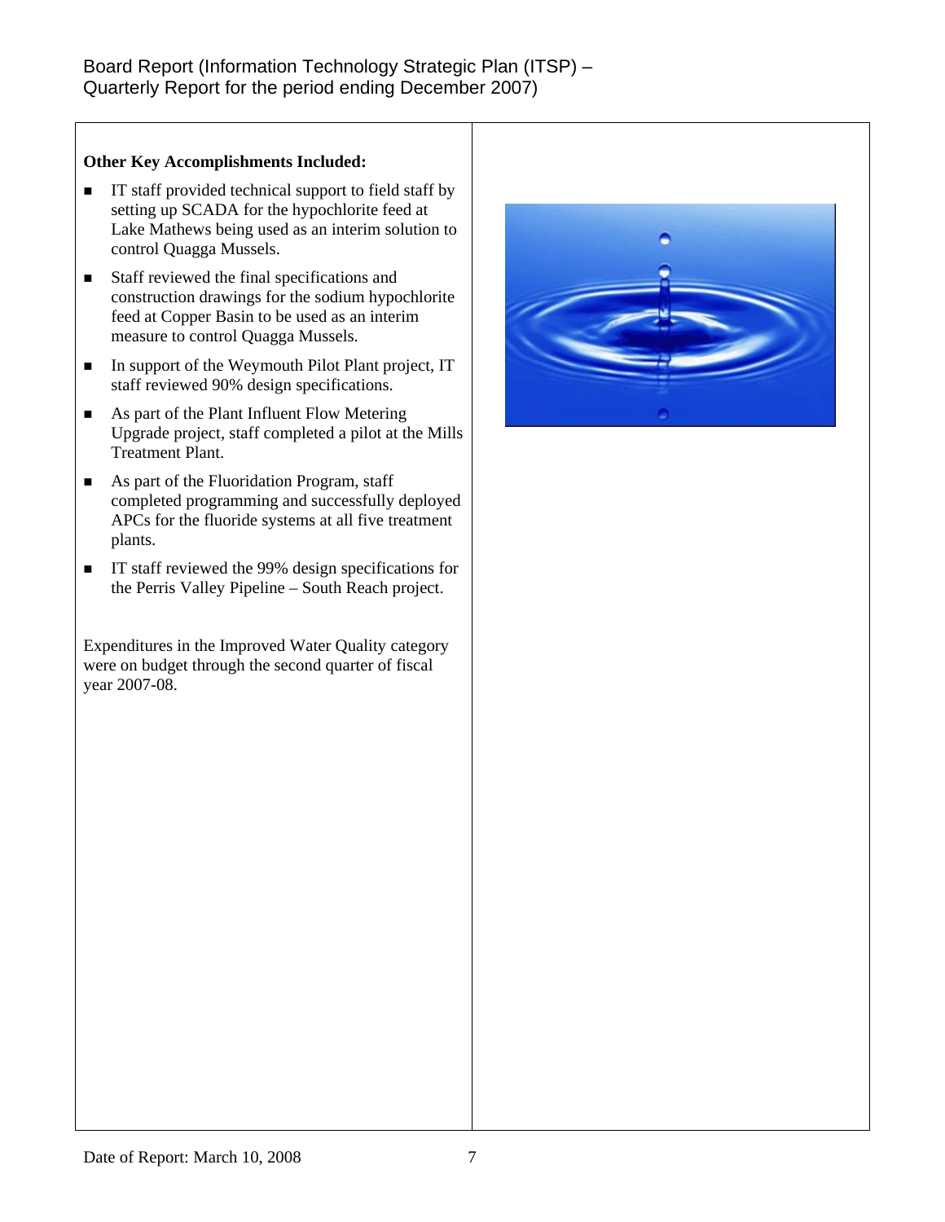**Other Key Accomplishments Included:**

- IT staff provided technical support to field staff by setting up SCADA for the hypochlorite feed at Lake Mathews being used as an interim solution to control Quagga Mussels.
- Staff reviewed the final specifications and construction drawings for the sodium hypochlorite feed at Copper Basin to be used as an interim measure to control Quagga Mussels.
- In support of the Weymouth Pilot Plant project, IT staff reviewed 90% design specifications.
- As part of the Plant Influent Flow Metering Upgrade project, staff completed a pilot at the Mills Treatment Plant.
- As part of the Fluoridation Program, staff completed programming and successfully deployed APCs for the fluoride systems at all five treatment plants.
- IT staff reviewed the 99% design specifications for the Perris Valley Pipeline – South Reach project.

Expenditures in the Improved Water Quality category were on budget through the second quarter of fiscal year 2007-08.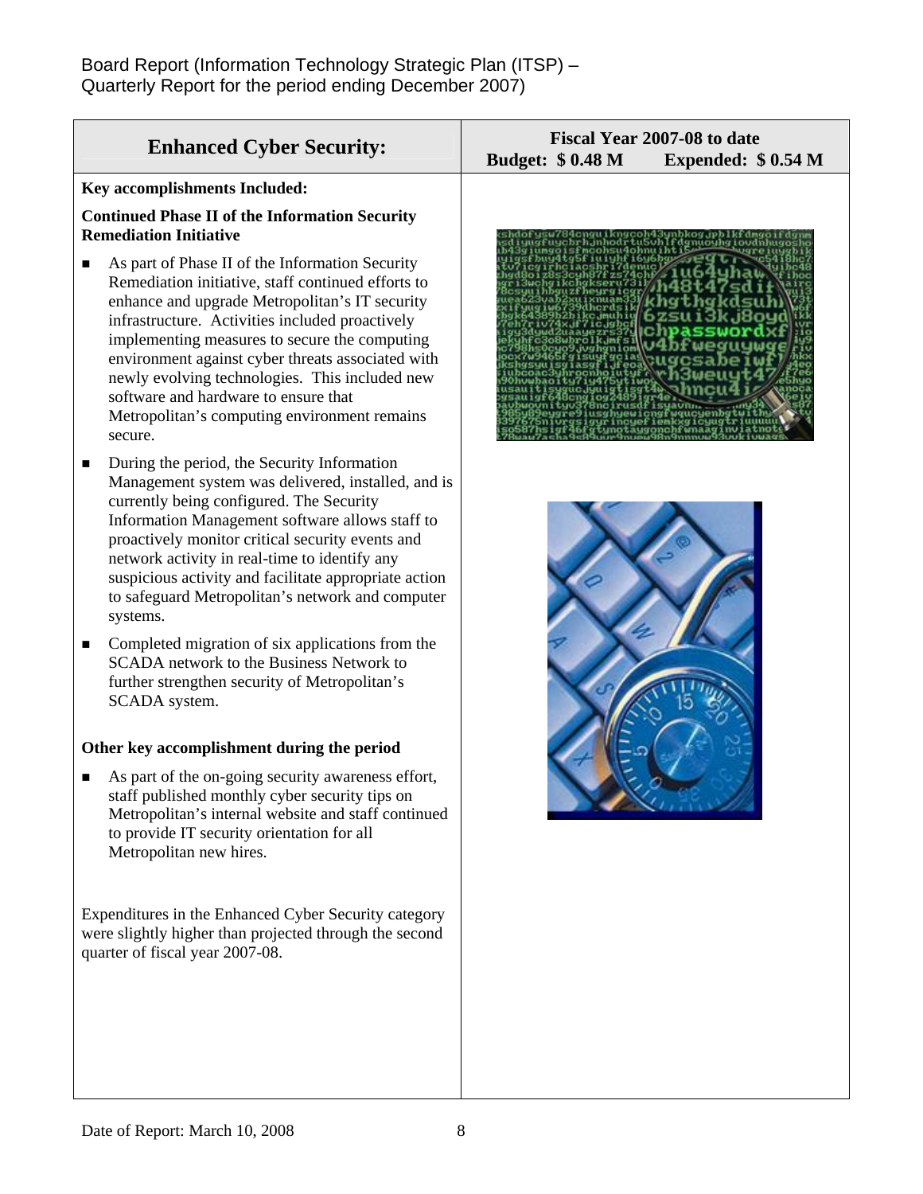Board Report (Information Technology Strategic Plan (ITSP) –
Quarterly Report for the period ending December 2007)

| Enhanced Cyber Security: | Fiscal Year 2007-08 to date<br>Budget: $ 0.48 M Expended: $ 0.54 M |
|---|---|

**Key accomplishments Included:**

**Continued Phase II of the Information Security Remediation Initiative**

- As part of Phase II of the Information Security Remediation initiative, staff continued efforts to enhance and upgrade Metropolitan's IT security infrastructure. Activities included proactively implementing measures to secure the computing environment against cyber threats associated with newly evolving technologies. This included new software and hardware to ensure that Metropolitan's computing environment remains secure.
- During the period, the Security Information Management system was delivered, installed, and is currently being configured. The Security Information Management software allows staff to proactively monitor critical security events and network activity in real-time to identify any suspicious activity and facilitate appropriate action to safeguard Metropolitan's network and computer systems.
- Completed migration of six applications from the SCADA network to the Business Network to further strengthen security of Metropolitan's SCADA system.

**Other key accomplishment during the period**

- As part of the on-going security awareness effort, staff published monthly cyber security tips on Metropolitan's internal website and staff continued to provide IT security orientation for all Metropolitan new hires.

Expenditures in the Enhanced Cyber Security category were slightly higher than projected through the second quarter of fiscal year 2007-08.

Date of Report: March 10, 2008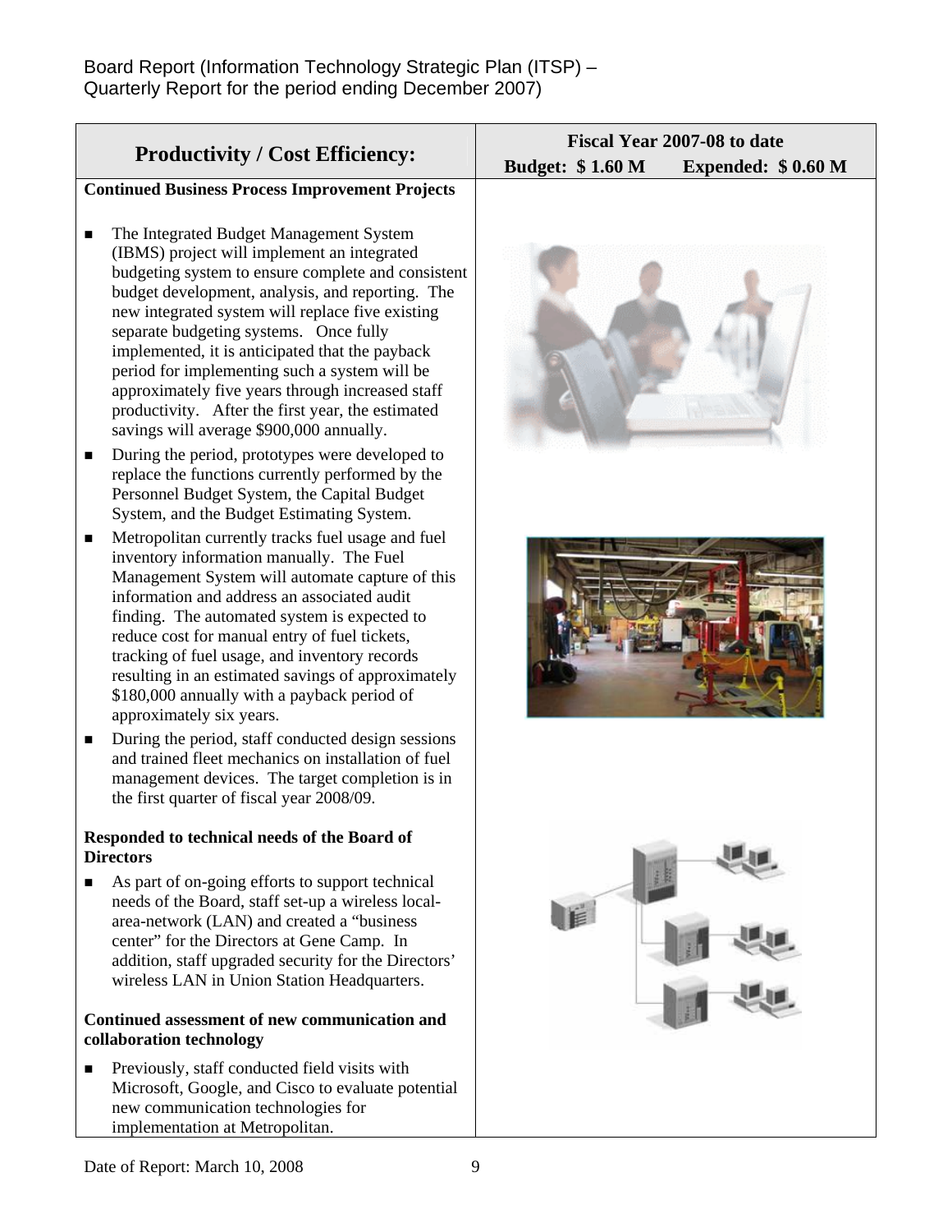Board Report (Information Technology Strategic Plan (ITSP) – Quarterly Report for the period ending December 2007)

| Productivity / Cost Efficiency: | Fiscal Year 2007-08 to date<br>Budget: $ 1.60 M Expended: $ 0.60 M |
|---|---|

**Continued Business Process Improvement Projects**

- The Integrated Budget Management System (IBMS) project will implement an integrated budgeting system to ensure complete and consistent budget development, analysis, and reporting. The new integrated system will replace five existing separate budgeting systems. Once fully implemented, it is anticipated that the payback period for implementing such a system will be approximately five years through increased staff productivity. After the first year, the estimated savings will average $900,000 annually.
- During the period, prototypes were developed to replace the functions currently performed by the Personnel Budget System, the Capital Budget System, and the Budget Estimating System.
- Metropolitan currently tracks fuel usage and fuel inventory information manually. The Fuel Management System will automate capture of this information and address an associated audit finding. The automated system is expected to reduce cost for manual entry of fuel tickets, tracking of fuel usage, and inventory records resulting in an estimated savings of approximately $180,000 annually with a payback period of approximately six years.
- During the period, staff conducted design sessions and trained fleet mechanics on installation of fuel management devices. The target completion is in the first quarter of fiscal year 2008/09.

**Responded to technical needs of the Board of Directors**

- As part of on-going efforts to support technical needs of the Board, staff set-up a wireless local-area-network (LAN) and created a "business center" for the Directors at Gene Camp. In addition, staff upgraded security for the Directors' wireless LAN in Union Station Headquarters.

**Continued assessment of new communication and collaboration technology**

- Previously, staff conducted field visits with Microsoft, Google, and Cisco to evaluate potential new communication technologies for implementation at Metropolitan.

Date of Report: March 10, 2008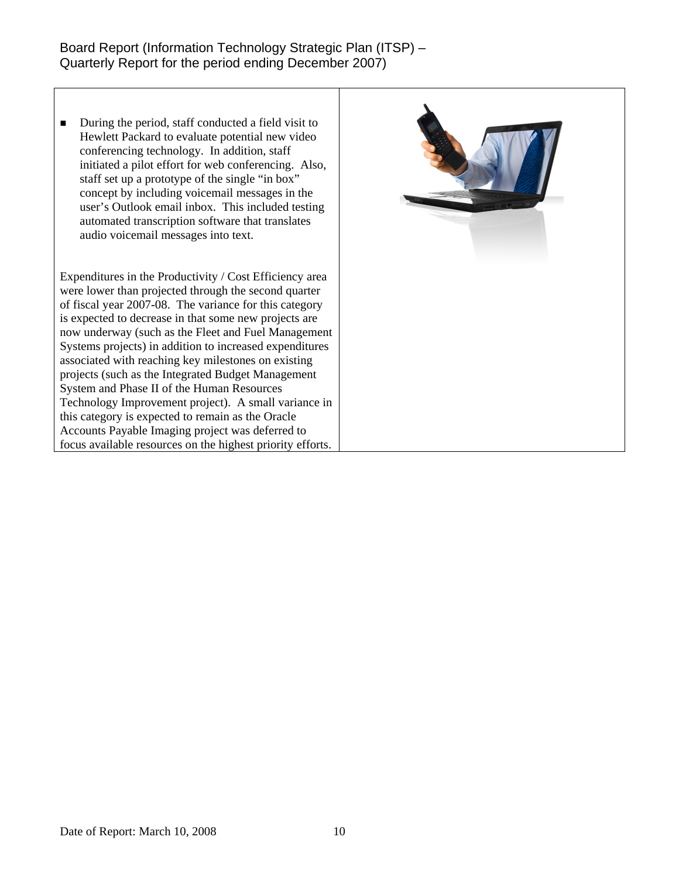- During the period, staff conducted a field visit to Hewlett Packard to evaluate potential new video conferencing technology. In addition, staff initiated a pilot effort for web conferencing. Also, staff set up a prototype of the single "in box" concept by including voicemail messages in the user's Outlook email inbox. This included testing automated transcription software that translates audio voicemail messages into text.

Expenditures in the Productivity / Cost Efficiency area were lower than projected through the second quarter of fiscal year 2007-08. The variance for this category is expected to decrease in that some new projects are now underway (such as the Fleet and Fuel Management Systems projects) in addition to increased expenditures associated with reaching key milestones on existing projects (such as the Integrated Budget Management System and Phase II of the Human Resources Technology Improvement project). A small variance in this category is expected to remain as the Oracle Accounts Payable Imaging project was deferred to focus available resources on the highest priority efforts.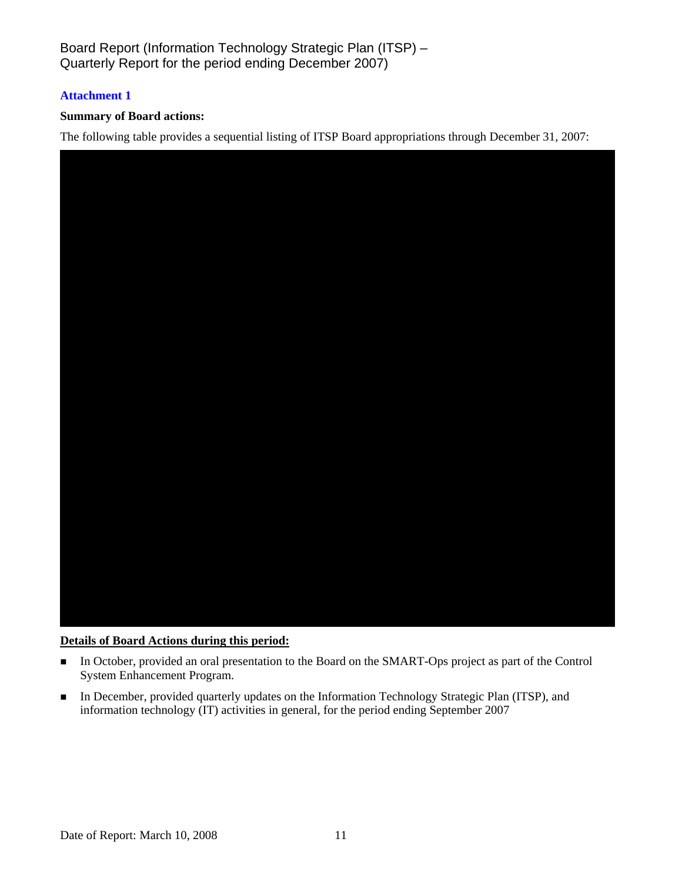Board Report (Information Technology Strategic Plan (ITSP) – Quarterly Report for the period ending December 2007)

**Attachment 1**

**Summary of Board actions:**

The following table provides a sequential listing of ITSP Board appropriations through December 31, 2007:

**Details of Board Actions during this period:**

- In October, provided an oral presentation to the Board on the SMART-Ops project as part of the Control System Enhancement Program.
- In December, provided quarterly updates on the Information Technology Strategic Plan (ITSP), and information technology (IT) activities in general, for the period ending September 2007

Date of Report: March 10, 2008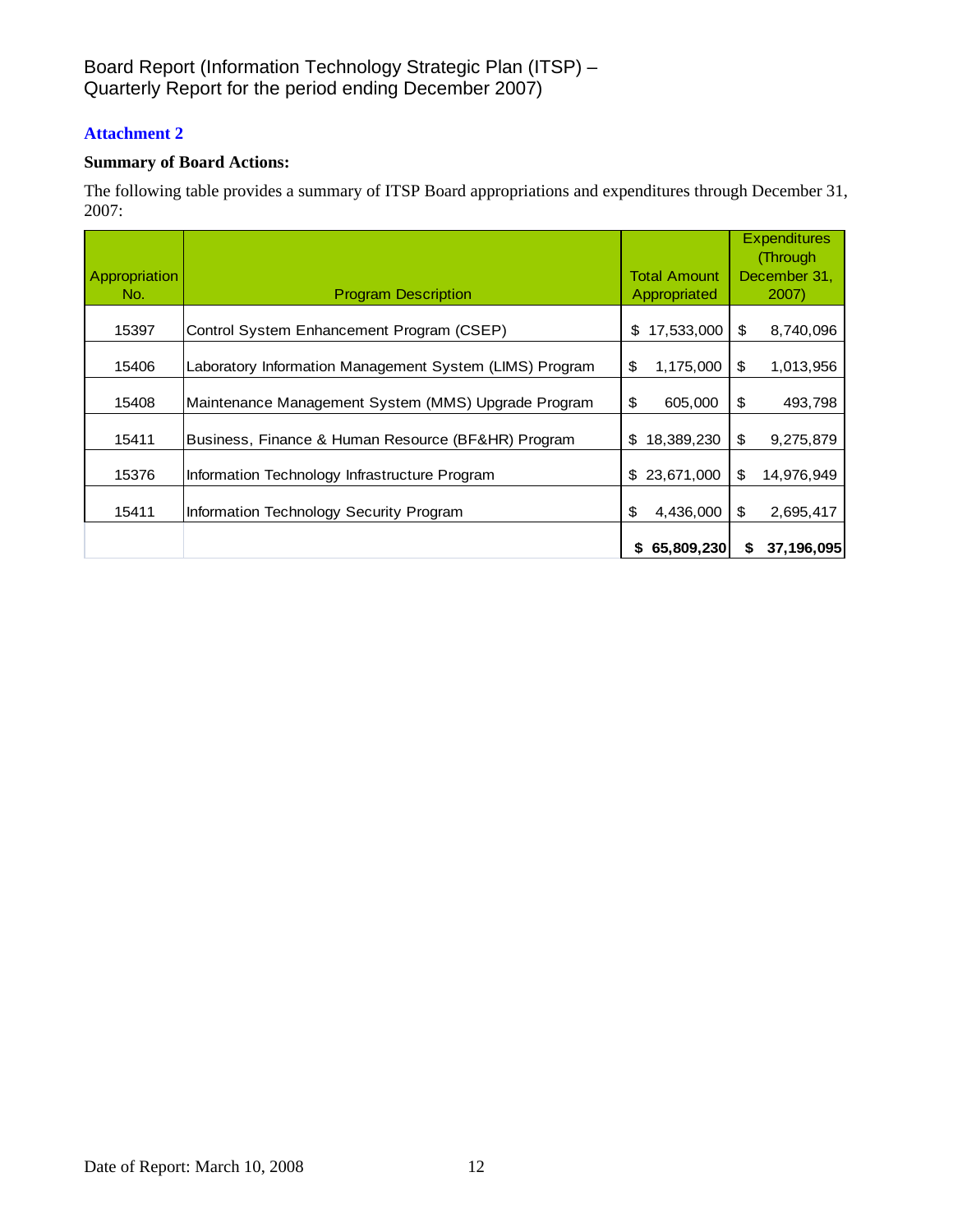Board Report (Information Technology Strategic Plan (ITSP) – Quarterly Report for the period ending December 2007)

## Attachment 2

**Summary of Board Actions:**

The following table provides a summary of ITSP Board appropriations and expenditures through December 31, 2007:

| Appropriation No. | Program Description | Total Amount Appropriated | Expenditures (Through December 31, 2007) |
|---|---|---|---|
| 15397 | Control System Enhancement Program (CSEP) | $ 17,533,000 | $ 8,740,096 |
| 15406 | Laboratory Information Management System (LIMS) Program | $ 1,175,000 | $ 1,013,956 |
| 15408 | Maintenance Management System (MMS) Upgrade Program | $ 605,000 | $ 493,798 |
| 15411 | Business, Finance & Human Resource (BF&HR) Program | $ 18,389,230 | $ 9,275,879 |
| 15376 | Information Technology Infrastructure Program | $ 23,671,000 | $ 14,976,949 |
| 15411 | Information Technology Security Program | $ 4,436,000 | $ 2,695,417 |
| | | **$ 65,809,230** | **$ 37,196,095** |

Date of Report: March 10, 2008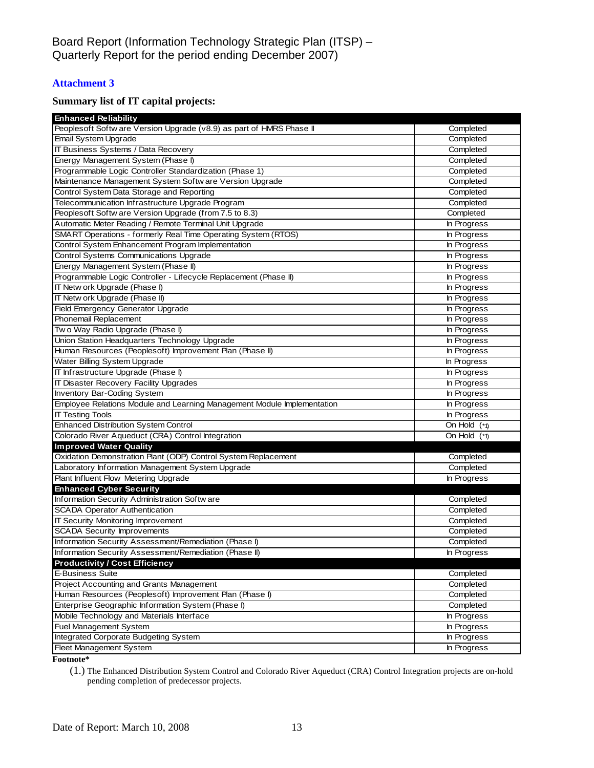Board Report (Information Technology Strategic Plan (ITSP) – Quarterly Report for the period ending December 2007)

## Attachment 3

### Summary list of IT capital projects:

| | |
|---|---|
| **Enhanced Reliability** | |
| Peoplesoft Software Version Upgrade (v8.9) as part of HMRS Phase II | Completed |
| Email System Upgrade | Completed |
| IT Business Systems / Data Recovery | Completed |
| Energy Management System (Phase I) | Completed |
| Programmable Logic Controller Standardization (Phase 1) | Completed |
| Maintenance Management System Software Version Upgrade | Completed |
| Control System Data Storage and Reporting | Completed |
| Telecommunication Infrastructure Upgrade Program | Completed |
| Peoplesoft Software Version Upgrade (from 7.5 to 8.3) | Completed |
| Automatic Meter Reading / Remote Terminal Unit Upgrade | In Progress |
| SMART Operations - formerly Real Time Operating System (RTOS) | In Progress |
| Control System Enhancement Program Implementation | In Progress |
| Control Systems Communications Upgrade | In Progress |
| Energy Management System (Phase II) | In Progress |
| Programmable Logic Controller - Lifecycle Replacement (Phase II) | In Progress |
| IT Network Upgrade (Phase I) | In Progress |
| IT Network Upgrade (Phase II) | In Progress |
| Field Emergency Generator Upgrade | In Progress |
| Phonemail Replacement | In Progress |
| Two Way Radio Upgrade (Phase I) | In Progress |
| Union Station Headquarters Technology Upgrade | In Progress |
| Human Resources (Peoplesoft) Improvement Plan (Phase II) | In Progress |
| Water Billing System Upgrade | In Progress |
| IT Infrastructure Upgrade (Phase I) | In Progress |
| IT Disaster Recovery Facility Upgrades | In Progress |
| Inventory Bar-Coding System | In Progress |
| Employee Relations Module and Learning Management Module Implementation | In Progress |
| IT Testing Tools | In Progress |
| Enhanced Distribution System Control | On Hold (*1) |
| Colorado River Aqueduct (CRA) Control Integration | On Hold (*1) |
| **Improved Water Quality** | |
| Oxidation Demonstration Plant (ODP) Control System Replacement | Completed |
| Laboratory Information Management System Upgrade | Completed |
| Plant Influent Flow Metering Upgrade | In Progress |
| **Enhanced Cyber Security** | |
| Information Security Administration Software | Completed |
| SCADA Operator Authentication | Completed |
| IT Security Monitoring Improvement | Completed |
| SCADA Security Improvements | Completed |
| Information Security Assessment/Remediation (Phase I) | Completed |
| Information Security Assessment/Remediation (Phase II) | In Progress |
| **Productivity / Cost Efficiency** | |
| E-Business Suite | Completed |
| Project Accounting and Grants Management | Completed |
| Human Resources (Peoplesoft) Improvement Plan (Phase I) | Completed |
| Enterprise Geographic Information System (Phase I) | Completed |
| Mobile Technology and Materials Interface | In Progress |
| Fuel Management System | In Progress |
| Integrated Corporate Budgeting System | In Progress |
| Fleet Management System | In Progress |

**Footnote***

(1.) The Enhanced Distribution System Control and Colorado River Aqueduct (CRA) Control Integration projects are on-hold pending completion of predecessor projects.

Date of Report: March 10, 2008